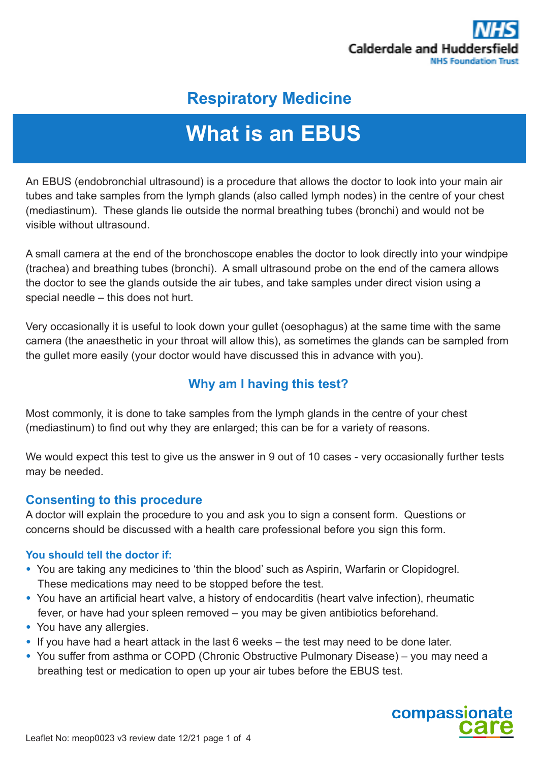## Respiratory Medicine

# What is an EBUS

An EBUS (endobronchial ultrasound) is a procedure that allows the doctor to look into your main air tubes and take samples from the lymph glands (also called lymph nodes) in the centre of your chest (mediastinum). These glands lie outside the normal breathing tubes (bronchi) and would not be visible without ultrasound.

A small camera at the end of the bronchoscope enables the doctor to look directly into your windpipe (trachea) and breathing tubes (bronchi). A small ultrasound probe on the end of the camera allows the doctor to see the glands outside the air tubes, and take samples under direct vision using a special needle – this does not hurt.

Very occasionally it is useful to look down your gullet (oesophagus) at the same time with the same camera (the anaesthetic in your throat will allow this), as sometimes the glands can be sampled from the gullet more easily (your doctor would have discussed this in advance with you).

## Why am I having this test?

Most commonly, it is done to take samples from the lymph glands in the centre of your chest (mediastinum) to find out why they are enlarged; this can be for a variety of reasons.

We would expect this test to give us the answer in 9 out of 10 cases - very occasionally further tests may be needed.

## Consenting to this procedure

A doctor will explain the procedure to you and ask you to sign a consent form. Questions or concerns should be discussed with a health care professional before you sign this form.

### You should tell the doctor if:

- You are taking any medicines to 'thin the blood' such as Aspirin, Warfarin or Clopidogrel. These medications may need to be stopped before the test.
- You have an artificial heart valve, a history of endocarditis (heart valve infection), rheumatic fever, or have had your spleen removed – you may be given antibiotics beforehand.
- You have any allergies.
- If you have had a heart attack in the last 6 weeks – the test may need to be done later.
- You suffer from asthma or COPD (Chronic Obstructive Pulmonary Disease) – you may need a breathing test or medication to open up your air tubes before the EBUS test.

Leaflet No: meop0023 v3 review date 12/21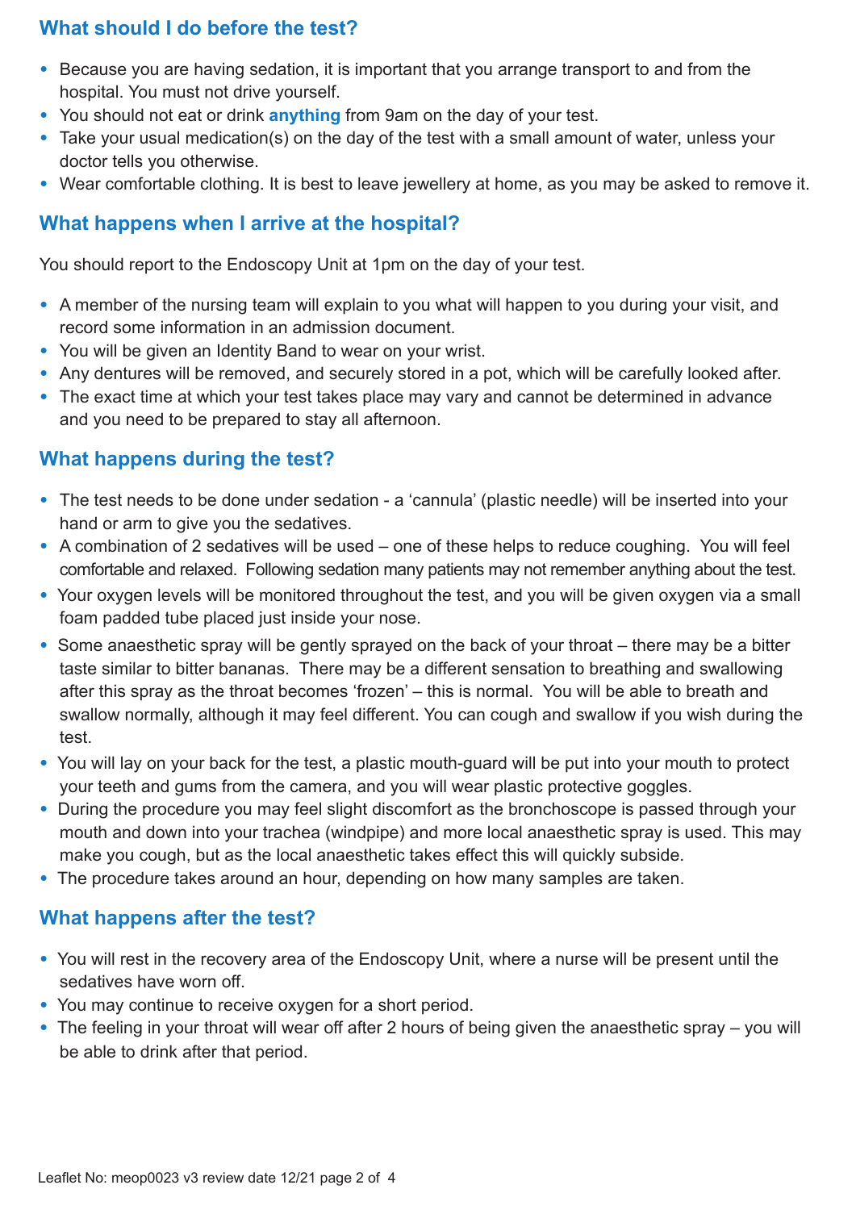## What should I do before the test?

- Because you are having sedation, it is important that you arrange transport to and from the hospital. You must not drive yourself.
- You should not eat or drink **anything** from 9am on the day of your test.
- Take your usual medication(s) on the day of the test with a small amount of water, unless your doctor tells you otherwise.
- Wear comfortable clothing. It is best to leave jewellery at home, as you may be asked to remove it.

## What happens when I arrive at the hospital?

You should report to the Endoscopy Unit at 1pm on the day of your test.

- A member of the nursing team will explain to you what will happen to you during your visit, and record some information in an admission document.
- You will be given an Identity Band to wear on your wrist.
- Any dentures will be removed, and securely stored in a pot, which will be carefully looked after.
- The exact time at which your test takes place may vary and cannot be determined in advance and you need to be prepared to stay all afternoon.

## What happens during the test?

- The test needs to be done under sedation - a 'cannula' (plastic needle) will be inserted into your hand or arm to give you the sedatives.
- A combination of 2 sedatives will be used – one of these helps to reduce coughing. You will feel comfortable and relaxed. Following sedation many patients may not remember anything about the test.
- Your oxygen levels will be monitored throughout the test, and you will be given oxygen via a small foam padded tube placed just inside your nose.
- Some anaesthetic spray will be gently sprayed on the back of your throat – there may be a bitter taste similar to bitter bananas. There may be a different sensation to breathing and swallowing after this spray as the throat becomes 'frozen' – this is normal. You will be able to breath and swallow normally, although it may feel different. You can cough and swallow if you wish during the test.
- You will lay on your back for the test, a plastic mouth-guard will be put into your mouth to protect your teeth and gums from the camera, and you will wear plastic protective goggles.
- During the procedure you may feel slight discomfort as the bronchoscope is passed through your mouth and down into your trachea (windpipe) and more local anaesthetic spray is used. This may make you cough, but as the local anaesthetic takes effect this will quickly subside.
- The procedure takes around an hour, depending on how many samples are taken.

## What happens after the test?

- You will rest in the recovery area of the Endoscopy Unit, where a nurse will be present until the sedatives have worn off.
- You may continue to receive oxygen for a short period.
- The feeling in your throat will wear off after 2 hours of being given the anaesthetic spray – you will be able to drink after that period.

Leaflet No: meop0023 v3 review date 12/21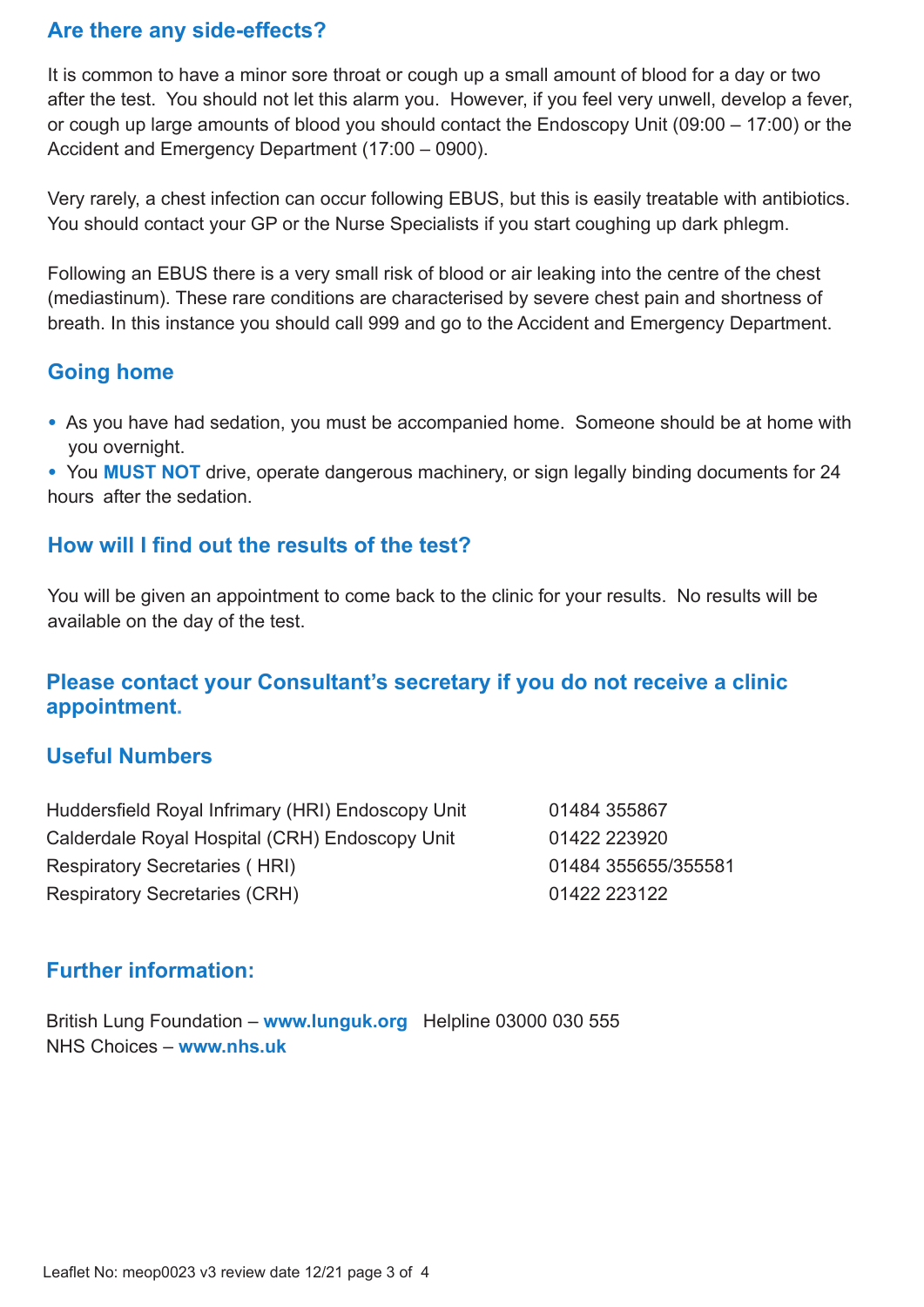## Are there any side-effects?

It is common to have a minor sore throat or cough up a small amount of blood for a day or two after the test. You should not let this alarm you. However, if you feel very unwell, develop a fever, or cough up large amounts of blood you should contact the Endoscopy Unit (09:00 – 17:00) or the Accident and Emergency Department (17:00 – 0900).

Very rarely, a chest infection can occur following EBUS, but this is easily treatable with antibiotics. You should contact your GP or the Nurse Specialists if you start coughing up dark phlegm.

Following an EBUS there is a very small risk of blood or air leaking into the centre of the chest (mediastinum). These rare conditions are characterised by severe chest pain and shortness of breath. In this instance you should call 999 and go to the Accident and Emergency Department.

## Going home

- As you have had sedation, you must be accompanied home. Someone should be at home with you overnight.
- You **MUST NOT** drive, operate dangerous machinery, or sign legally binding documents for 24 hours after the sedation.

## How will I find out the results of the test?

You will be given an appointment to come back to the clinic for your results. No results will be available on the day of the test.

## Please contact your Consultant's secretary if you do not receive a clinic appointment.

## Useful Numbers

| | |
|---|---|
| Huddersfield Royal Infrimary (HRI) Endoscopy Unit | 01484 355867 |
| Calderdale Royal Hospital (CRH) Endoscopy Unit | 01422 223920 |
| Respiratory Secretaries ( HRI) | 01484 355655/355581 |
| Respiratory Secretaries (CRH) | 01422 223122 |

## Further information:

British Lung Foundation – **www.lunguk.org** Helpline 03000 030 555
NHS Choices – **www.nhs.uk**

Leaflet No: meop0023 v3 review date 12/21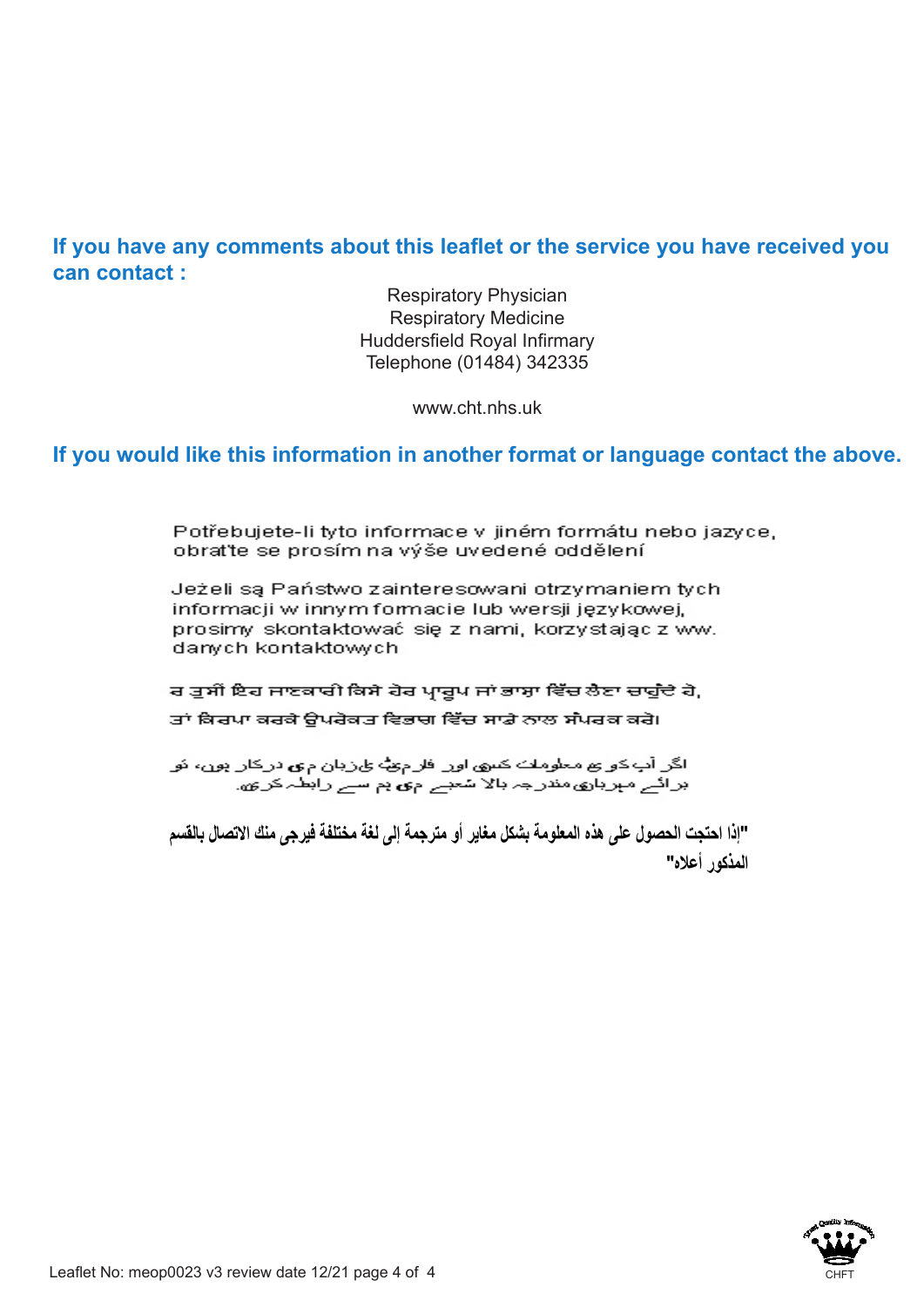**If you have any comments about this leaflet or the service you have received you can contact :**

Respiratory Physician
Respiratory Medicine
Huddersfield Royal Infirmary
Telephone (01484) 342335

www.cht.nhs.uk

**If you would like this information in another format or language contact the above.**

Potřebujete-li tyto informace v jiném formátu nebo jazyce, obraťte se prosím na výše uvedené oddělení

Jeżeli są Państwo zainteresowani otrzymaniem tych informacji w innym formacie lub wersji językowej, prosimy skontaktować się z nami, korzystając z ww. danych kontaktowych

ਜੇ ਤੁਸੀਂ ਇਹ ਜਾਣਕਾਰੀ ਕਿਸੇ ਹੋਰ ਪ੍ਰਾਰੂਪ ਜਾਂ ਭਾਸ਼ਾ ਵਿੱਚ ਲੈਣਾ ਚਾਹੁੰਦੇ ਹੋ, ਤਾਂ ਕਿਰਪਾ ਕਰਕੇ ਉਪਰੋਕਤ ਵਿਭਾਗ ਵਿੱਚ ਸਾਡੇ ਨਾਲ ਸੰਪਰਕ ਕਰੋ।

اگر آپ کو یہ معلومات کسی اور فارمیٹ یا زبان میں درکار ہوں، تو برائے مہربانی مندرجہ بالا شعبے میں ہم سے رابطہ کریں۔

**"إذا احتجت الحصول على هذه المعلومة بشكل مغاير أو مترجمة إلى لغة مختلفة فيرجى منك الاتصال بالقسم المذكور أعلاه"**

CHFT

Leaflet No: meop0023 v3 review date 12/21